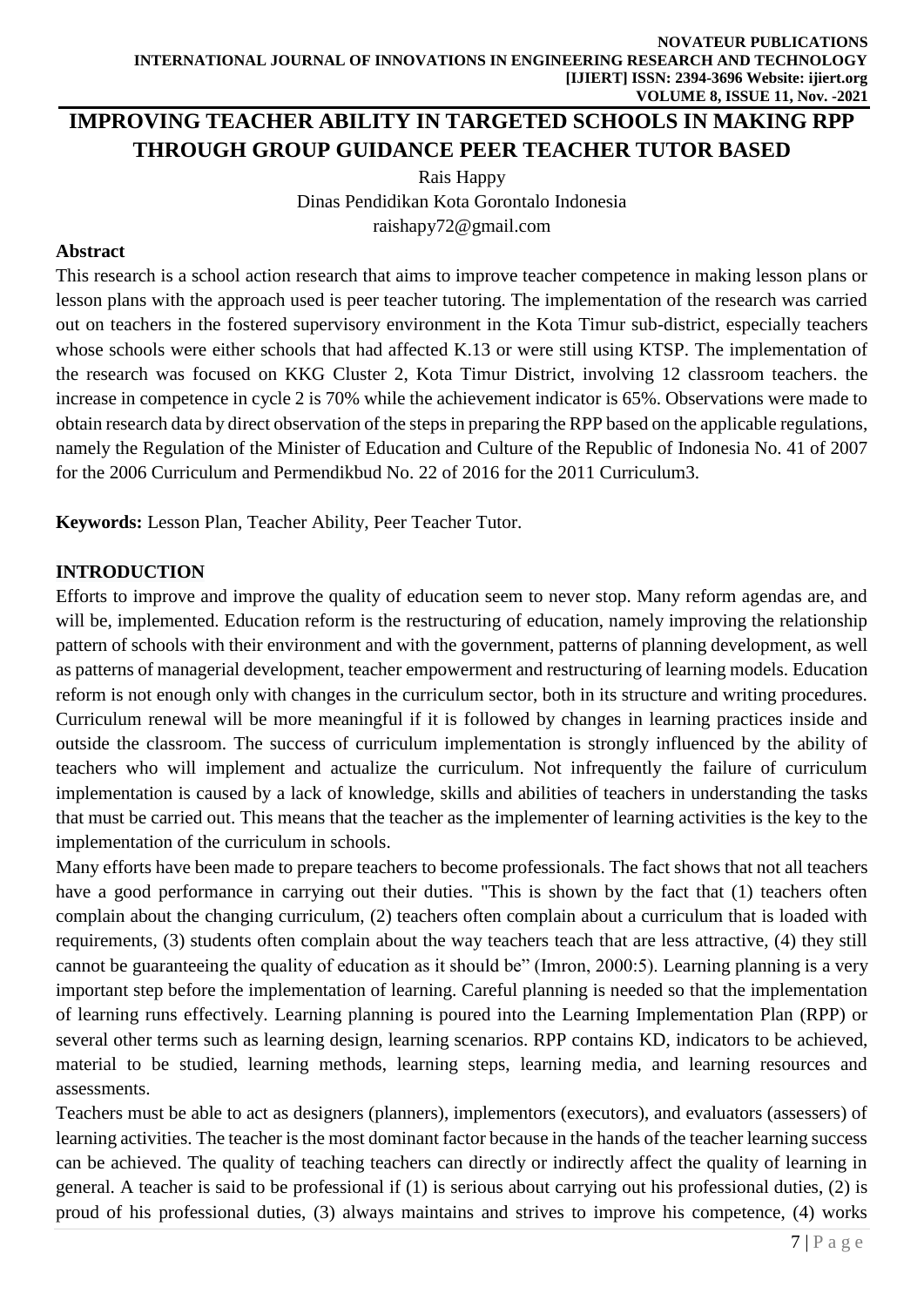# IMPROVING TEACHER ABILITY IN TARGETED SCHOOLS IN MAKING RPP THROUGH GROUP GUIDANCE PEER TEACHER TUTOR BASED

Rais Happy
Dinas Pendidikan Kota Gorontalo Indonesia
raishapy72@gmail.com

## Abstract

This research is a school action research that aims to improve teacher competence in making lesson plans or lesson plans with the approach used is peer teacher tutoring. The implementation of the research was carried out on teachers in the fostered supervisory environment in the Kota Timur sub-district, especially teachers whose schools were either schools that had affected K.13 or were still using KTSP. The implementation of the research was focused on KKG Cluster 2, Kota Timur District, involving 12 classroom teachers. the increase in competence in cycle 2 is 70% while the achievement indicator is 65%. Observations were made to obtain research data by direct observation of the steps in preparing the RPP based on the applicable regulations, namely the Regulation of the Minister of Education and Culture of the Republic of Indonesia No. 41 of 2007 for the 2006 Curriculum and Permendikbud No. 22 of 2016 for the 2011 Curriculum3.

**Keywords:** Lesson Plan, Teacher Ability, Peer Teacher Tutor.

## INTRODUCTION

Efforts to improve and improve the quality of education seem to never stop. Many reform agendas are, and will be, implemented. Education reform is the restructuring of education, namely improving the relationship pattern of schools with their environment and with the government, patterns of planning development, as well as patterns of managerial development, teacher empowerment and restructuring of learning models. Education reform is not enough only with changes in the curriculum sector, both in its structure and writing procedures. Curriculum renewal will be more meaningful if it is followed by changes in learning practices inside and outside the classroom. The success of curriculum implementation is strongly influenced by the ability of teachers who will implement and actualize the curriculum. Not infrequently the failure of curriculum implementation is caused by a lack of knowledge, skills and abilities of teachers in understanding the tasks that must be carried out. This means that the teacher as the implementer of learning activities is the key to the implementation of the curriculum in schools.

Many efforts have been made to prepare teachers to become professionals. The fact shows that not all teachers have a good performance in carrying out their duties. "This is shown by the fact that (1) teachers often complain about the changing curriculum, (2) teachers often complain about a curriculum that is loaded with requirements, (3) students often complain about the way teachers teach that are less attractive, (4) they still cannot be guaranteeing the quality of education as it should be" (Imron, 2000:5). Learning planning is a very important step before the implementation of learning. Careful planning is needed so that the implementation of learning runs effectively. Learning planning is poured into the Learning Implementation Plan (RPP) or several other terms such as learning design, learning scenarios. RPP contains KD, indicators to be achieved, material to be studied, learning methods, learning steps, learning media, and learning resources and assessments.

Teachers must be able to act as designers (planners), implementors (executors), and evaluators (assessers) of learning activities. The teacher is the most dominant factor because in the hands of the teacher learning success can be achieved. The quality of teaching teachers can directly or indirectly affect the quality of learning in general. A teacher is said to be professional if (1) is serious about carrying out his professional duties, (2) is proud of his professional duties, (3) always maintains and strives to improve his competence, (4) works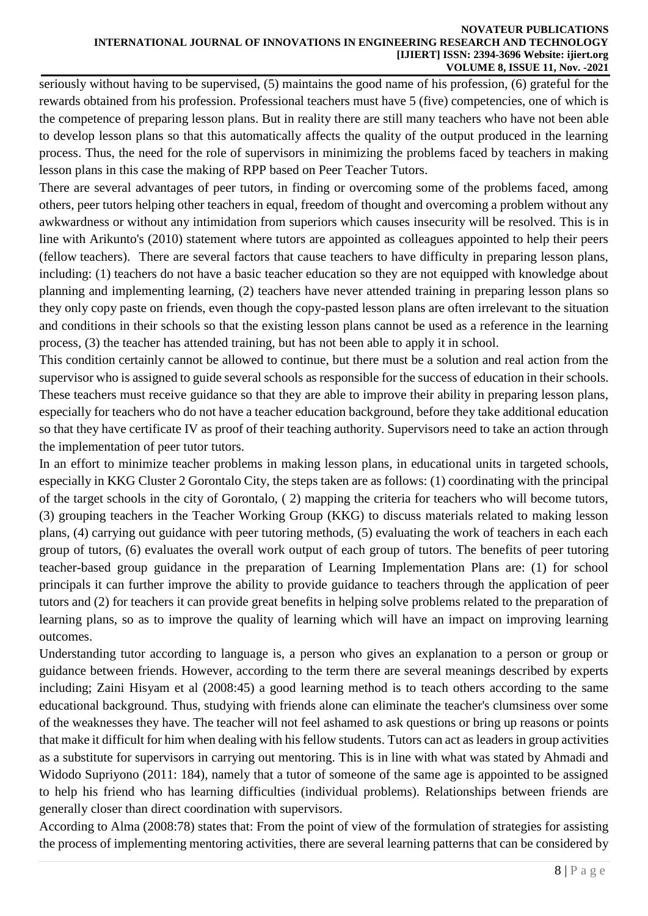seriously without having to be supervised, (5) maintains the good name of his profession, (6) grateful for the rewards obtained from his profession. Professional teachers must have 5 (five) competencies, one of which is the competence of preparing lesson plans. But in reality there are still many teachers who have not been able to develop lesson plans so that this automatically affects the quality of the output produced in the learning process. Thus, the need for the role of supervisors in minimizing the problems faced by teachers in making lesson plans in this case the making of RPP based on Peer Teacher Tutors.

There are several advantages of peer tutors, in finding or overcoming some of the problems faced, among others, peer tutors helping other teachers in equal, freedom of thought and overcoming a problem without any awkwardness or without any intimidation from superiors which causes insecurity will be resolved. This is in line with Arikunto's (2010) statement where tutors are appointed as colleagues appointed to help their peers (fellow teachers). There are several factors that cause teachers to have difficulty in preparing lesson plans, including: (1) teachers do not have a basic teacher education so they are not equipped with knowledge about planning and implementing learning, (2) teachers have never attended training in preparing lesson plans so they only copy paste on friends, even though the copy-pasted lesson plans are often irrelevant to the situation and conditions in their schools so that the existing lesson plans cannot be used as a reference in the learning process, (3) the teacher has attended training, but has not been able to apply it in school.

This condition certainly cannot be allowed to continue, but there must be a solution and real action from the supervisor who is assigned to guide several schools as responsible for the success of education in their schools. These teachers must receive guidance so that they are able to improve their ability in preparing lesson plans, especially for teachers who do not have a teacher education background, before they take additional education so that they have certificate IV as proof of their teaching authority. Supervisors need to take an action through the implementation of peer tutor tutors.

In an effort to minimize teacher problems in making lesson plans, in educational units in targeted schools, especially in KKG Cluster 2 Gorontalo City, the steps taken are as follows: (1) coordinating with the principal of the target schools in the city of Gorontalo, ( 2) mapping the criteria for teachers who will become tutors, (3) grouping teachers in the Teacher Working Group (KKG) to discuss materials related to making lesson plans, (4) carrying out guidance with peer tutoring methods, (5) evaluating the work of teachers in each each group of tutors, (6) evaluates the overall work output of each group of tutors. The benefits of peer tutoring teacher-based group guidance in the preparation of Learning Implementation Plans are: (1) for school principals it can further improve the ability to provide guidance to teachers through the application of peer tutors and (2) for teachers it can provide great benefits in helping solve problems related to the preparation of learning plans, so as to improve the quality of learning which will have an impact on improving learning outcomes.

Understanding tutor according to language is, a person who gives an explanation to a person or group or guidance between friends. However, according to the term there are several meanings described by experts including; Zaini Hisyam et al (2008:45) a good learning method is to teach others according to the same educational background. Thus, studying with friends alone can eliminate the teacher's clumsiness over some of the weaknesses they have. The teacher will not feel ashamed to ask questions or bring up reasons or points that make it difficult for him when dealing with his fellow students. Tutors can act as leaders in group activities as a substitute for supervisors in carrying out mentoring. This is in line with what was stated by Ahmadi and Widodo Supriyono (2011: 184), namely that a tutor of someone of the same age is appointed to be assigned to help his friend who has learning difficulties (individual problems). Relationships between friends are generally closer than direct coordination with supervisors.

According to Alma (2008:78) states that: From the point of view of the formulation of strategies for assisting the process of implementing mentoring activities, there are several learning patterns that can be considered by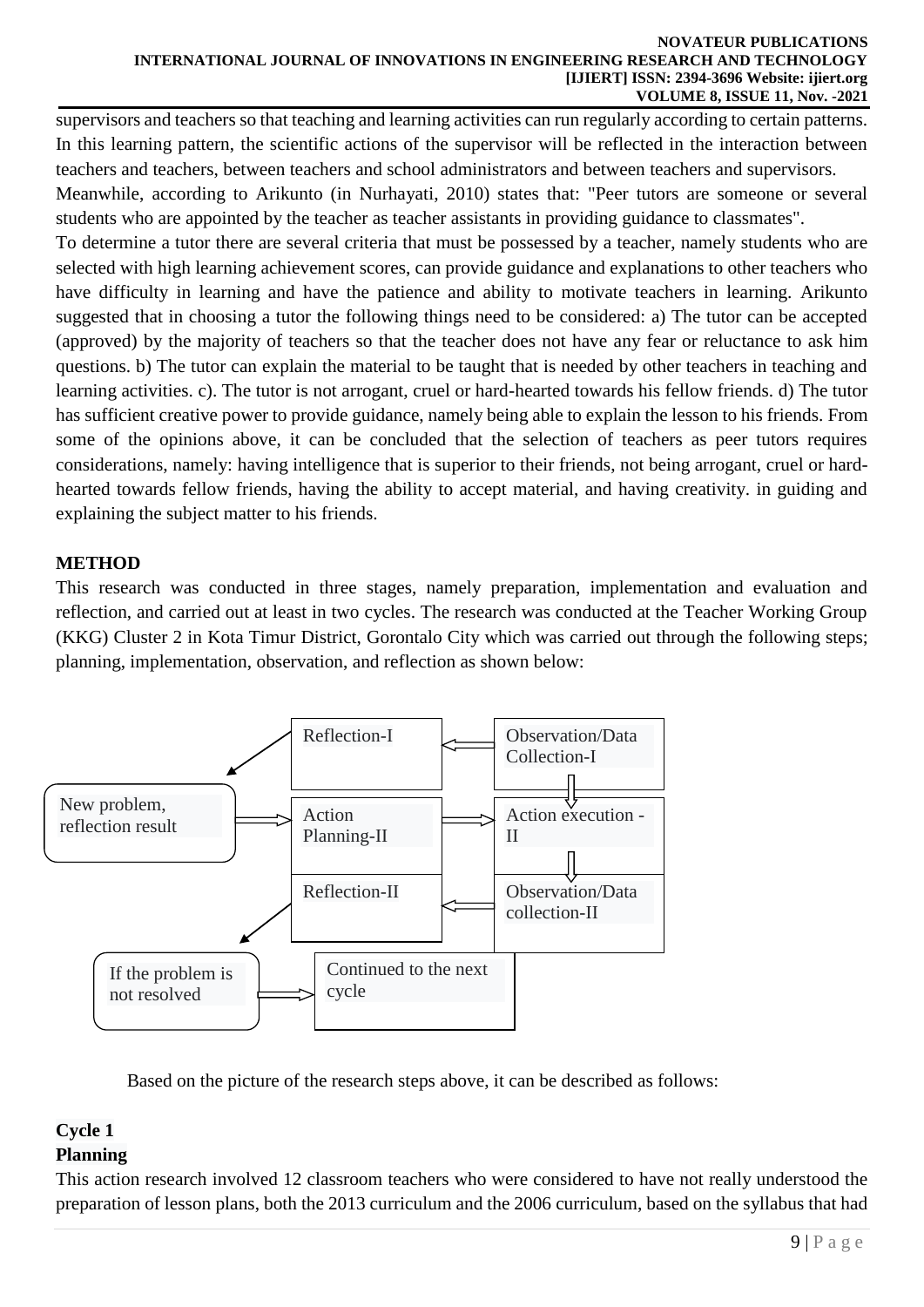supervisors and teachers so that teaching and learning activities can run regularly according to certain patterns. In this learning pattern, the scientific actions of the supervisor will be reflected in the interaction between teachers and teachers, between teachers and school administrators and between teachers and supervisors.

Meanwhile, according to Arikunto (in Nurhayati, 2010) states that: "Peer tutors are someone or several students who are appointed by the teacher as teacher assistants in providing guidance to classmates".

To determine a tutor there are several criteria that must be possessed by a teacher, namely students who are selected with high learning achievement scores, can provide guidance and explanations to other teachers who have difficulty in learning and have the patience and ability to motivate teachers in learning. Arikunto suggested that in choosing a tutor the following things need to be considered: a) The tutor can be accepted (approved) by the majority of teachers so that the teacher does not have any fear or reluctance to ask him questions. b) The tutor can explain the material to be taught that is needed by other teachers in teaching and learning activities. c). The tutor is not arrogant, cruel or hard-hearted towards his fellow friends. d) The tutor has sufficient creative power to provide guidance, namely being able to explain the lesson to his friends. From some of the opinions above, it can be concluded that the selection of teachers as peer tutors requires considerations, namely: having intelligence that is superior to their friends, not being arrogant, cruel or hard-hearted towards fellow friends, having the ability to accept material, and having creativity. in guiding and explaining the subject matter to his friends.

## METHOD

This research was conducted in three stages, namely preparation, implementation and evaluation and reflection, and carried out at least in two cycles. The research was conducted at the Teacher Working Group (KKG) Cluster 2 in Kota Timur District, Gorontalo City which was carried out through the following steps; planning, implementation, observation, and reflection as shown below:

Reflection-I ← Observation/Data Collection-I

New problem, reflection result → Action Planning-II → Action execution - II

Reflection-II ← Observation/Data collection-II

If the problem is not resolved → Continued to the next cycle

Based on the picture of the research steps above, it can be described as follows:

### Cycle 1

### Planning

This action research involved 12 classroom teachers who were considered to have not really understood the preparation of lesson plans, both the 2013 curriculum and the 2006 curriculum, based on the syllabus that had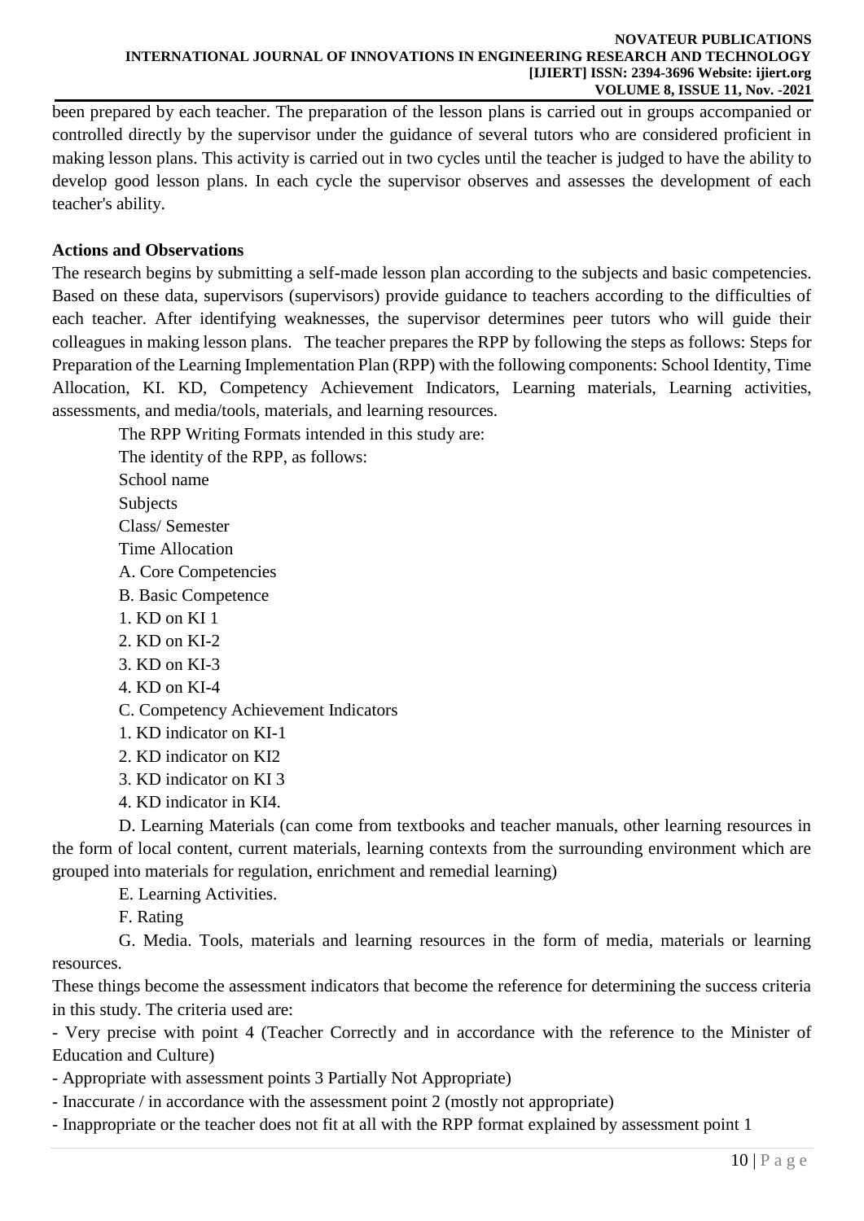been prepared by each teacher. The preparation of the lesson plans is carried out in groups accompanied or controlled directly by the supervisor under the guidance of several tutors who are considered proficient in making lesson plans. This activity is carried out in two cycles until the teacher is judged to have the ability to develop good lesson plans. In each cycle the supervisor observes and assesses the development of each teacher's ability.

**Actions and Observations**

The research begins by submitting a self-made lesson plan according to the subjects and basic competencies. Based on these data, supervisors (supervisors) provide guidance to teachers according to the difficulties of each teacher. After identifying weaknesses, the supervisor determines peer tutors who will guide their colleagues in making lesson plans. The teacher prepares the RPP by following the steps as follows: Steps for Preparation of the Learning Implementation Plan (RPP) with the following components: School Identity, Time Allocation, KI. KD, Competency Achievement Indicators, Learning materials, Learning activities, assessments, and media/tools, materials, and learning resources.

The RPP Writing Formats intended in this study are:

The identity of the RPP, as follows:

School name

Subjects

Class/ Semester

Time Allocation

A. Core Competencies

B. Basic Competence

1. KD on KI 1

2. KD on KI-2

3. KD on KI-3

4. KD on KI-4

C. Competency Achievement Indicators

1. KD indicator on KI-1

2. KD indicator on KI2

3. KD indicator on KI 3

4. KD indicator in KI4.

D. Learning Materials (can come from textbooks and teacher manuals, other learning resources in the form of local content, current materials, learning contexts from the surrounding environment which are grouped into materials for regulation, enrichment and remedial learning)

E. Learning Activities.

F. Rating

G. Media. Tools, materials and learning resources in the form of media, materials or learning resources.

These things become the assessment indicators that become the reference for determining the success criteria in this study. The criteria used are:

- Very precise with point 4 (Teacher Correctly and in accordance with the reference to the Minister of Education and Culture)
- Appropriate with assessment points 3 Partially Not Appropriate)
- Inaccurate / in accordance with the assessment point 2 (mostly not appropriate)
- Inappropriate or the teacher does not fit at all with the RPP format explained by assessment point 1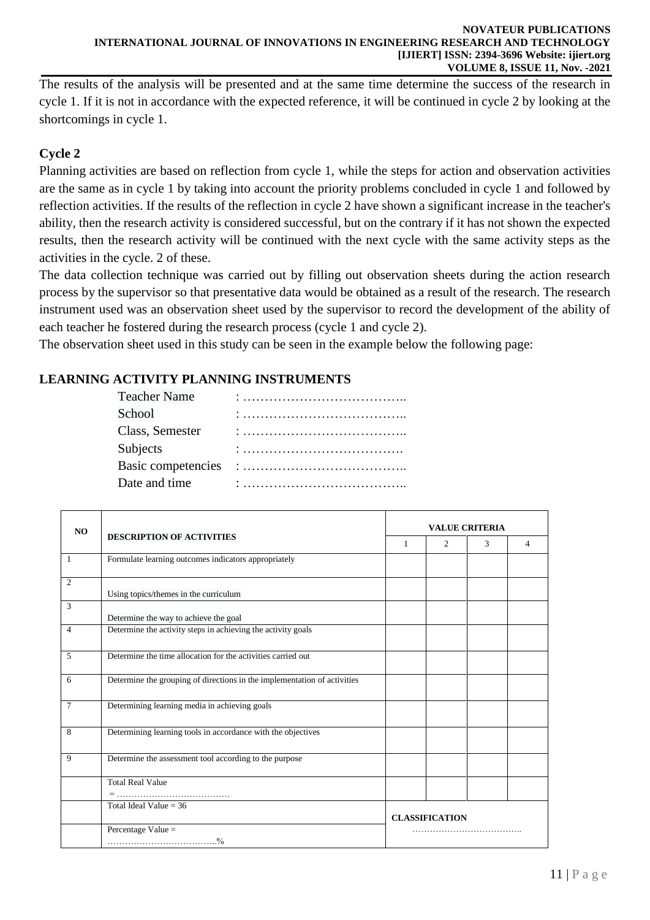The results of the analysis will be presented and at the same time determine the success of the research in cycle 1. If it is not in accordance with the expected reference, it will be continued in cycle 2 by looking at the shortcomings in cycle 1.

**Cycle 2**

Planning activities are based on reflection from cycle 1, while the steps for action and observation activities are the same as in cycle 1 by taking into account the priority problems concluded in cycle 1 and followed by reflection activities. If the results of the reflection in cycle 2 have shown a significant increase in the teacher's ability, then the research activity is considered successful, but on the contrary if it has not shown the expected results, then the research activity will be continued with the next cycle with the same activity steps as the activities in the cycle. 2 of these.

The data collection technique was carried out by filling out observation sheets during the action research process by the supervisor so that presentative data would be obtained as a result of the research. The research instrument used was an observation sheet used by the supervisor to record the development of the ability of each teacher he fostered during the research process (cycle 1 and cycle 2).

The observation sheet used in this study can be seen in the example below the following page:

## LEARNING ACTIVITY PLANNING INSTRUMENTS

Teacher Name : ………………………………..
School : ………………………………..
Class, Semester : ………………………………..
Subjects : ……………………………….
Basic competencies : ………………………………..
Date and time : ………………………………..

| NO | DESCRIPTION OF ACTIVITIES | VALUE CRITERIA | | | |
|---|---|---|---|---|---|
| | | 1 | 2 | 3 | 4 |
| 1 | Formulate learning outcomes indicators appropriately | | | | |
| 2 | Using topics/themes in the curriculum | | | | |
| 3 | Determine the way to achieve the goal | | | | |
| 4 | Determine the activity steps in achieving the activity goals | | | | |
| 5 | Determine the time allocation for the activities carried out | | | | |
| 6 | Determine the grouping of directions in the implementation of activities | | | | |
| 7 | Determining learning media in achieving goals | | | | |
| 8 | Determining learning tools in accordance with the objectives | | | | |
| 9 | Determine the assessment tool according to the purpose | | | | |
| | Total Real Value = ………………………………… | | | | |
| | Total Ideal Value = 36 | CLASSIFICATION | | | |
| | Percentage Value = ………………………………..% | ……………………………….. | | | |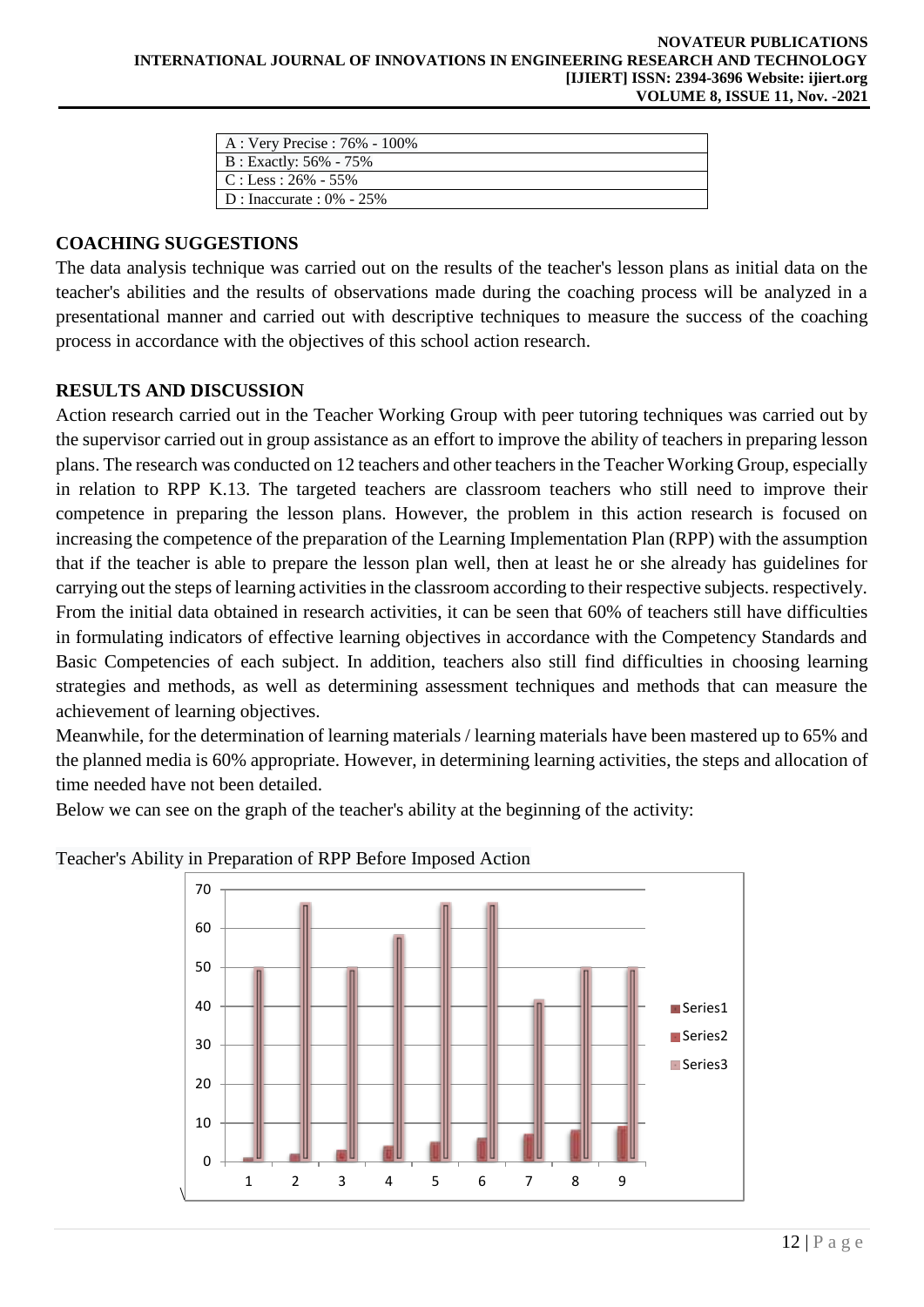| A : Very Precise : 76% - 100% |
|---|
| B : Exactly: 56% - 75% |
| C : Less : 26% - 55% |
| D : Inaccurate : 0% - 25% |

## COACHING SUGGESTIONS

The data analysis technique was carried out on the results of the teacher's lesson plans as initial data on the teacher's abilities and the results of observations made during the coaching process will be analyzed in a presentational manner and carried out with descriptive techniques to measure the success of the coaching process in accordance with the objectives of this school action research.

## RESULTS AND DISCUSSION

Action research carried out in the Teacher Working Group with peer tutoring techniques was carried out by the supervisor carried out in group assistance as an effort to improve the ability of teachers in preparing lesson plans. The research was conducted on 12 teachers and other teachers in the Teacher Working Group, especially in relation to RPP K.13. The targeted teachers are classroom teachers who still need to improve their competence in preparing the lesson plans. However, the problem in this action research is focused on increasing the competence of the preparation of the Learning Implementation Plan (RPP) with the assumption that if the teacher is able to prepare the lesson plan well, then at least he or she already has guidelines for carrying out the steps of learning activities in the classroom according to their respective subjects. respectively. From the initial data obtained in research activities, it can be seen that 60% of teachers still have difficulties in formulating indicators of effective learning objectives in accordance with the Competency Standards and Basic Competencies of each subject. In addition, teachers also still find difficulties in choosing learning strategies and methods, as well as determining assessment techniques and methods that can measure the achievement of learning objectives.

Meanwhile, for the determination of learning materials / learning materials have been mastered up to 65% and the planned media is 60% appropriate. However, in determining learning activities, the steps and allocation of time needed have not been detailed.

Below we can see on the graph of the teacher's ability at the beginning of the activity:

Teacher's Ability in Preparation of RPP Before Imposed Action

| | 1 | 2 | 3 | 4 | 5 | 6 | 7 | 8 | 9 |
|---|---|---|---|---|---|---|---|---|---|
| Series2 | 1 | 2 | 3 | 4 | 5 | 6 | 7 | 8 | 9 |
| Series3 | 50 | 66 | 50 | 58 | 66 | 66 | 41 | 50 | 50 |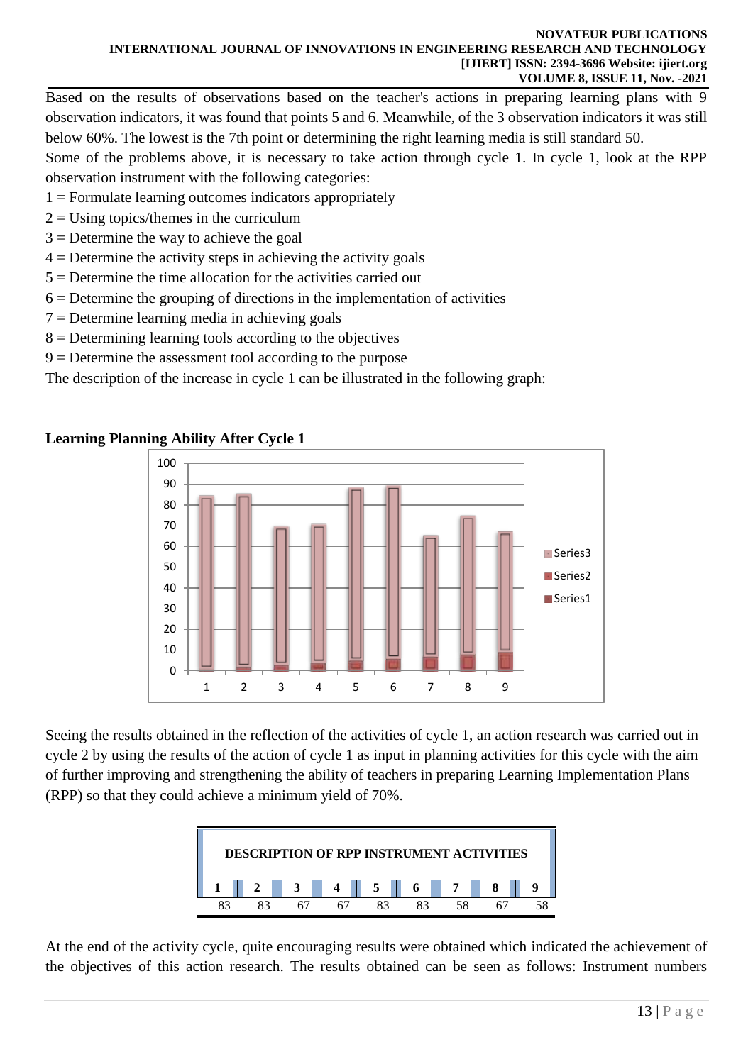Based on the results of observations based on the teacher's actions in preparing learning plans with 9 observation indicators, it was found that points 5 and 6. Meanwhile, of the 3 observation indicators it was still below 60%. The lowest is the 7th point or determining the right learning media is still standard 50.

Some of the problems above, it is necessary to take action through cycle 1. In cycle 1, look at the RPP observation instrument with the following categories:

1 = Formulate learning outcomes indicators appropriately
2 = Using topics/themes in the curriculum
3 = Determine the way to achieve the goal
4 = Determine the activity steps in achieving the activity goals
5 = Determine the time allocation for the activities carried out
6 = Determine the grouping of directions in the implementation of activities
7 = Determine learning media in achieving goals
8 = Determining learning tools according to the objectives
9 = Determine the assessment tool according to the purpose

The description of the increase in cycle 1 can be illustrated in the following graph:

**Learning Planning Ability After Cycle 1**

Seeing the results obtained in the reflection of the activities of cycle 1, an action research was carried out in cycle 2 by using the results of the action of cycle 1 as input in planning activities for this cycle with the aim of further improving and strengthening the ability of teachers in preparing Learning Implementation Plans (RPP) so that they could achieve a minimum yield of 70%.

| DESCRIPTION OF RPP INSTRUMENT ACTIVITIES | | | | | | | | |
|---|---|---|---|---|---|---|---|---|
| **1** | **2** | **3** | **4** | **5** | **6** | **7** | **8** | **9** |
| 83 | 83 | 67 | 67 | 83 | 83 | 58 | 67 | 58 |

At the end of the activity cycle, quite encouraging results were obtained which indicated the achievement of the objectives of this action research. The results obtained can be seen as follows: Instrument numbers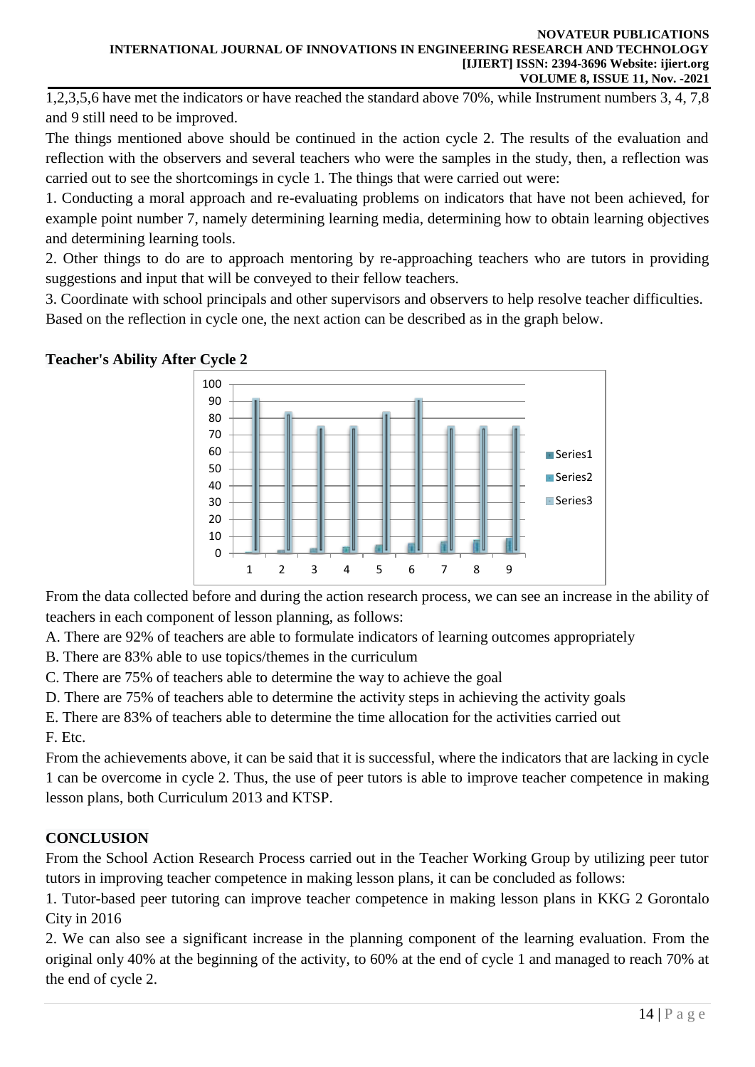1,2,3,5,6 have met the indicators or have reached the standard above 70%, while Instrument numbers 3, 4, 7,8 and 9 still need to be improved.

The things mentioned above should be continued in the action cycle 2. The results of the evaluation and reflection with the observers and several teachers who were the samples in the study, then, a reflection was carried out to see the shortcomings in cycle 1. The things that were carried out were:

1. Conducting a moral approach and re-evaluating problems on indicators that have not been achieved, for example point number 7, namely determining learning media, determining how to obtain learning objectives and determining learning tools.
2. Other things to do are to approach mentoring by re-approaching teachers who are tutors in providing suggestions and input that will be conveyed to their fellow teachers.
3. Coordinate with school principals and other supervisors and observers to help resolve teacher difficulties.

Based on the reflection in cycle one, the next action can be described as in the graph below.

**Teacher's Ability After Cycle 2**

From the data collected before and during the action research process, we can see an increase in the ability of teachers in each component of lesson planning, as follows:

A. There are 92% of teachers are able to formulate indicators of learning outcomes appropriately

B. There are 83% able to use topics/themes in the curriculum

C. There are 75% of teachers able to determine the way to achieve the goal

D. There are 75% of teachers able to determine the activity steps in achieving the activity goals

E. There are 83% of teachers able to determine the time allocation for the activities carried out

F. Etc.

From the achievements above, it can be said that it is successful, where the indicators that are lacking in cycle 1 can be overcome in cycle 2. Thus, the use of peer tutors is able to improve teacher competence in making lesson plans, both Curriculum 2013 and KTSP.

## CONCLUSION

From the School Action Research Process carried out in the Teacher Working Group by utilizing peer tutor tutors in improving teacher competence in making lesson plans, it can be concluded as follows:

1. Tutor-based peer tutoring can improve teacher competence in making lesson plans in KKG 2 Gorontalo City in 2016
2. We can also see a significant increase in the planning component of the learning evaluation. From the original only 40% at the beginning of the activity, to 60% at the end of cycle 1 and managed to reach 70% at the end of cycle 2.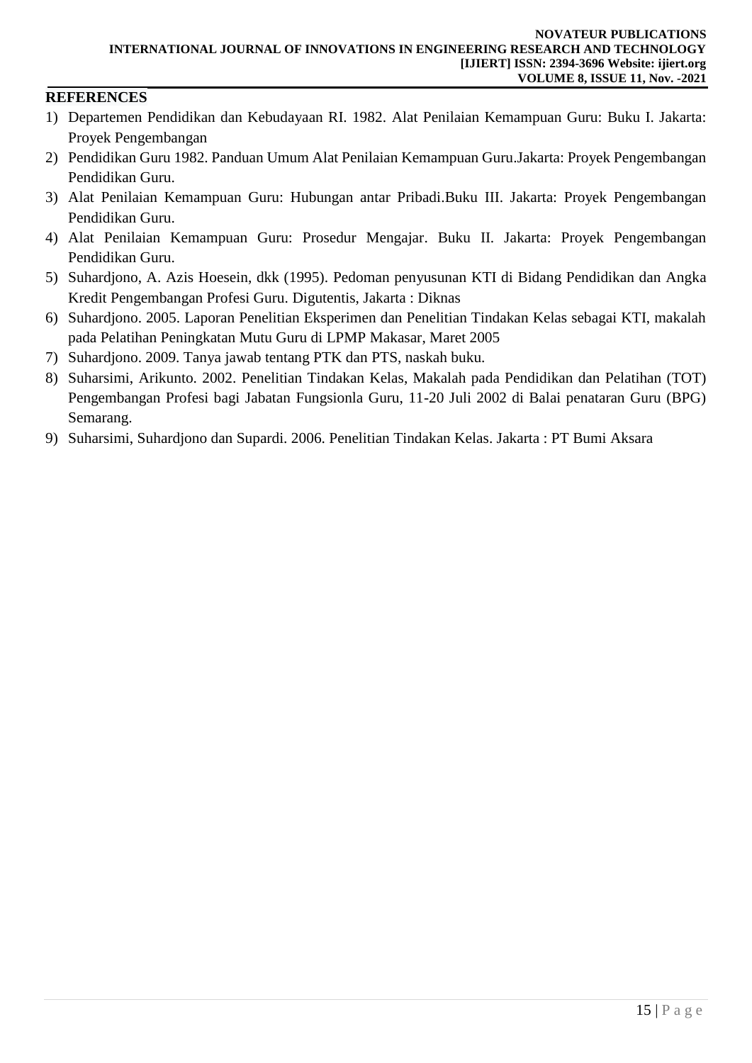## REFERENCES

1) Departemen Pendidikan dan Kebudayaan RI. 1982. Alat Penilaian Kemampuan Guru: Buku I. Jakarta: Proyek Pengembangan
2) Pendidikan Guru 1982. Panduan Umum Alat Penilaian Kemampuan Guru.Jakarta: Proyek Pengembangan Pendidikan Guru.
3) Alat Penilaian Kemampuan Guru: Hubungan antar Pribadi.Buku III. Jakarta: Proyek Pengembangan Pendidikan Guru.
4) Alat Penilaian Kemampuan Guru: Prosedur Mengajar. Buku II. Jakarta: Proyek Pengembangan Pendidikan Guru.
5) Suhardjono, A. Azis Hoesein, dkk (1995). Pedoman penyusunan KTI di Bidang Pendidikan dan Angka Kredit Pengembangan Profesi Guru. Digutentis, Jakarta : Diknas
6) Suhardjono. 2005. Laporan Penelitian Eksperimen dan Penelitian Tindakan Kelas sebagai KTI, makalah pada Pelatihan Peningkatan Mutu Guru di LPMP Makasar, Maret 2005
7) Suhardjono. 2009. Tanya jawab tentang PTK dan PTS, naskah buku.
8) Suharsimi, Arikunto. 2002. Penelitian Tindakan Kelas, Makalah pada Pendidikan dan Pelatihan (TOT) Pengembangan Profesi bagi Jabatan Fungsionla Guru, 11-20 Juli 2002 di Balai penataran Guru (BPG) Semarang.
9) Suharsimi, Suhardjono dan Supardi. 2006. Penelitian Tindakan Kelas. Jakarta : PT Bumi Aksara